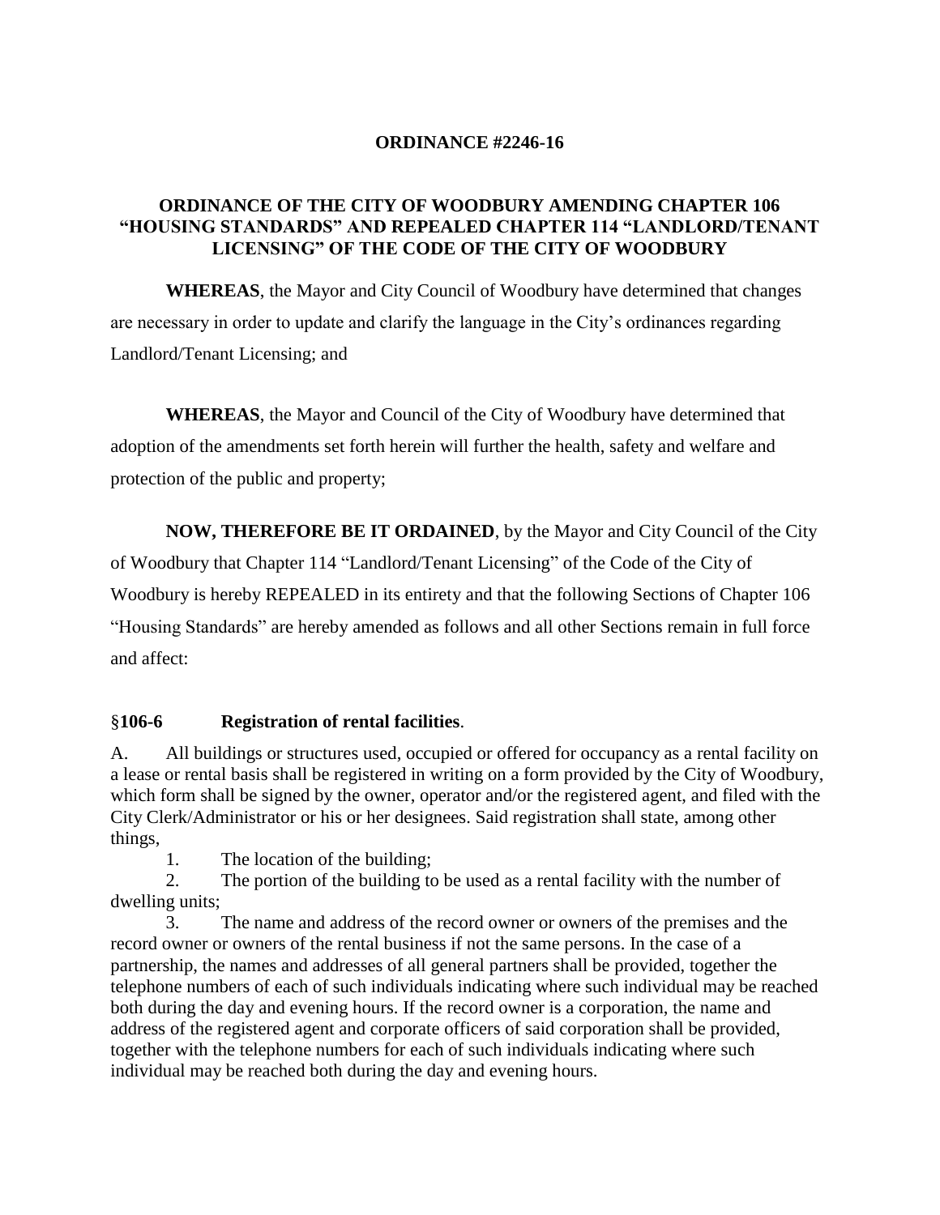**ORDINANCE #2246-16**

**ORDINANCE OF THE CITY OF WOODBURY AMENDING CHAPTER 106 "HOUSING STANDARDS" AND REPEALED CHAPTER 114 "LANDLORD/TENANT LICENSING" OF THE CODE OF THE CITY OF WOODBURY**

**WHEREAS**, the Mayor and City Council of Woodbury have determined that changes are necessary in order to update and clarify the language in the City's ordinances regarding Landlord/Tenant Licensing; and

**WHEREAS**, the Mayor and Council of the City of Woodbury have determined that adoption of the amendments set forth herein will further the health, safety and welfare and protection of the public and property;

**NOW, THEREFORE BE IT ORDAINED**, by the Mayor and City Council of the City of Woodbury that Chapter 114 "Landlord/Tenant Licensing" of the Code of the City of Woodbury is hereby REPEALED in its entirety and that the following Sections of Chapter 106 "Housing Standards" are hereby amended as follows and all other Sections remain in full force and affect:

**§106-6 Registration of rental facilities**.

A. All buildings or structures used, occupied or offered for occupancy as a rental facility on a lease or rental basis shall be registered in writing on a form provided by the City of Woodbury, which form shall be signed by the owner, operator and/or the registered agent, and filed with the City Clerk/Administrator or his or her designees. Said registration shall state, among other things,

1. The location of the building;
2. The portion of the building to be used as a rental facility with the number of dwelling units;
3. The name and address of the record owner or owners of the premises and the record owner or owners of the rental business if not the same persons. In the case of a partnership, the names and addresses of all general partners shall be provided, together the telephone numbers of each of such individuals indicating where such individual may be reached both during the day and evening hours. If the record owner is a corporation, the name and address of the registered agent and corporate officers of said corporation shall be provided, together with the telephone numbers for each of such individuals indicating where such individual may be reached both during the day and evening hours.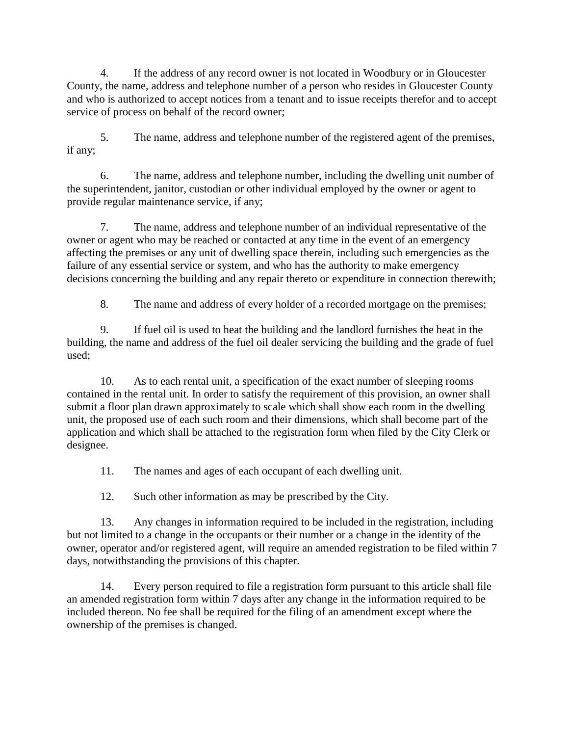4. If the address of any record owner is not located in Woodbury or in Gloucester County, the name, address and telephone number of a person who resides in Gloucester County and who is authorized to accept notices from a tenant and to issue receipts therefor and to accept service of process on behalf of the record owner;

5. The name, address and telephone number of the registered agent of the premises, if any;

6. The name, address and telephone number, including the dwelling unit number of the superintendent, janitor, custodian or other individual employed by the owner or agent to provide regular maintenance service, if any;

7. The name, address and telephone number of an individual representative of the owner or agent who may be reached or contacted at any time in the event of an emergency affecting the premises or any unit of dwelling space therein, including such emergencies as the failure of any essential service or system, and who has the authority to make emergency decisions concerning the building and any repair thereto or expenditure in connection therewith;

8. The name and address of every holder of a recorded mortgage on the premises;

9. If fuel oil is used to heat the building and the landlord furnishes the heat in the building, the name and address of the fuel oil dealer servicing the building and the grade of fuel used;

10. As to each rental unit, a specification of the exact number of sleeping rooms contained in the rental unit. In order to satisfy the requirement of this provision, an owner shall submit a floor plan drawn approximately to scale which shall show each room in the dwelling unit, the proposed use of each such room and their dimensions, which shall become part of the application and which shall be attached to the registration form when filed by the City Clerk or designee.

11. The names and ages of each occupant of each dwelling unit.

12. Such other information as may be prescribed by the City.

13. Any changes in information required to be included in the registration, including but not limited to a change in the occupants or their number or a change in the identity of the owner, operator and/or registered agent, will require an amended registration to be filed within 7 days, notwithstanding the provisions of this chapter.

14. Every person required to file a registration form pursuant to this article shall file an amended registration form within 7 days after any change in the information required to be included thereon. No fee shall be required for the filing of an amendment except where the ownership of the premises is changed.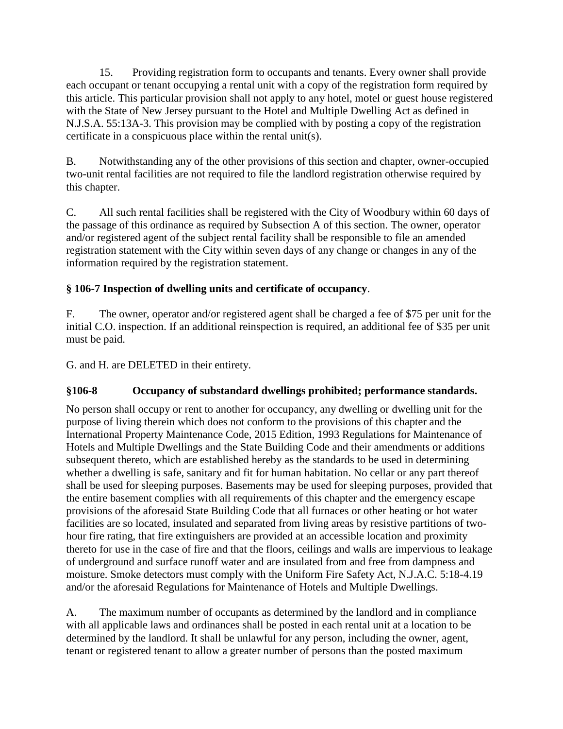15. Providing registration form to occupants and tenants. Every owner shall provide each occupant or tenant occupying a rental unit with a copy of the registration form required by this article. This particular provision shall not apply to any hotel, motel or guest house registered with the State of New Jersey pursuant to the Hotel and Multiple Dwelling Act as defined in N.J.S.A. 55:13A-3. This provision may be complied with by posting a copy of the registration certificate in a conspicuous place within the rental unit(s).

B. Notwithstanding any of the other provisions of this section and chapter, owner-occupied two-unit rental facilities are not required to file the landlord registration otherwise required by this chapter.

C. All such rental facilities shall be registered with the City of Woodbury within 60 days of the passage of this ordinance as required by Subsection A of this section. The owner, operator and/or registered agent of the subject rental facility shall be responsible to file an amended registration statement with the City within seven days of any change or changes in any of the information required by the registration statement.

**§ 106-7 Inspection of dwelling units and certificate of occupancy**.

F. The owner, operator and/or registered agent shall be charged a fee of $75 per unit for the initial C.O. inspection. If an additional reinspection is required, an additional fee of $35 per unit must be paid.

G. and H. are DELETED in their entirety.

**§106-8 Occupancy of substandard dwellings prohibited; performance standards.**

No person shall occupy or rent to another for occupancy, any dwelling or dwelling unit for the purpose of living therein which does not conform to the provisions of this chapter and the International Property Maintenance Code, 2015 Edition, 1993 Regulations for Maintenance of Hotels and Multiple Dwellings and the State Building Code and their amendments or additions subsequent thereto, which are established hereby as the standards to be used in determining whether a dwelling is safe, sanitary and fit for human habitation. No cellar or any part thereof shall be used for sleeping purposes. Basements may be used for sleeping purposes, provided that the entire basement complies with all requirements of this chapter and the emergency escape provisions of the aforesaid State Building Code that all furnaces or other heating or hot water facilities are so located, insulated and separated from living areas by resistive partitions of two-hour fire rating, that fire extinguishers are provided at an accessible location and proximity thereto for use in the case of fire and that the floors, ceilings and walls are impervious to leakage of underground and surface runoff water and are insulated from and free from dampness and moisture. Smoke detectors must comply with the Uniform Fire Safety Act, N.J.A.C. 5:18-4.19 and/or the aforesaid Regulations for Maintenance of Hotels and Multiple Dwellings.

A. The maximum number of occupants as determined by the landlord and in compliance with all applicable laws and ordinances shall be posted in each rental unit at a location to be determined by the landlord. It shall be unlawful for any person, including the owner, agent, tenant or registered tenant to allow a greater number of persons than the posted maximum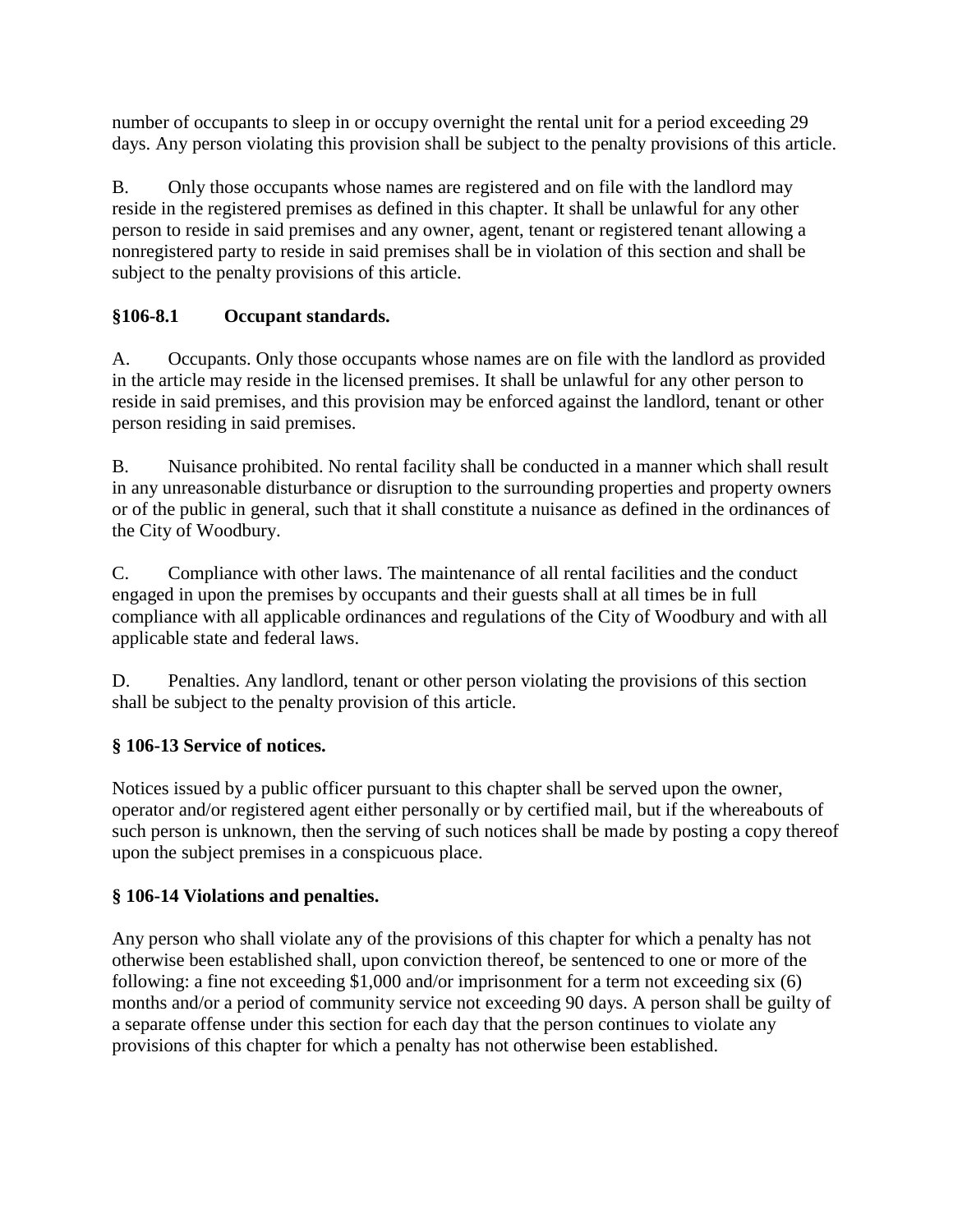number of occupants to sleep in or occupy overnight the rental unit for a period exceeding 29 days. Any person violating this provision shall be subject to the penalty provisions of this article.

B. Only those occupants whose names are registered and on file with the landlord may reside in the registered premises as defined in this chapter. It shall be unlawful for any other person to reside in said premises and any owner, agent, tenant or registered tenant allowing a nonregistered party to reside in said premises shall be in violation of this section and shall be subject to the penalty provisions of this article.

### §106-8.1 Occupant standards.

A. Occupants. Only those occupants whose names are on file with the landlord as provided in the article may reside in the licensed premises. It shall be unlawful for any other person to reside in said premises, and this provision may be enforced against the landlord, tenant or other person residing in said premises.

B. Nuisance prohibited. No rental facility shall be conducted in a manner which shall result in any unreasonable disturbance or disruption to the surrounding properties and property owners or of the public in general, such that it shall constitute a nuisance as defined in the ordinances of the City of Woodbury.

C. Compliance with other laws. The maintenance of all rental facilities and the conduct engaged in upon the premises by occupants and their guests shall at all times be in full compliance with all applicable ordinances and regulations of the City of Woodbury and with all applicable state and federal laws.

D. Penalties. Any landlord, tenant or other person violating the provisions of this section shall be subject to the penalty provision of this article.

### § 106-13 Service of notices.

Notices issued by a public officer pursuant to this chapter shall be served upon the owner, operator and/or registered agent either personally or by certified mail, but if the whereabouts of such person is unknown, then the serving of such notices shall be made by posting a copy thereof upon the subject premises in a conspicuous place.

### § 106-14 Violations and penalties.

Any person who shall violate any of the provisions of this chapter for which a penalty has not otherwise been established shall, upon conviction thereof, be sentenced to one or more of the following: a fine not exceeding $1,000 and/or imprisonment for a term not exceeding six (6) months and/or a period of community service not exceeding 90 days. A person shall be guilty of a separate offense under this section for each day that the person continues to violate any provisions of this chapter for which a penalty has not otherwise been established.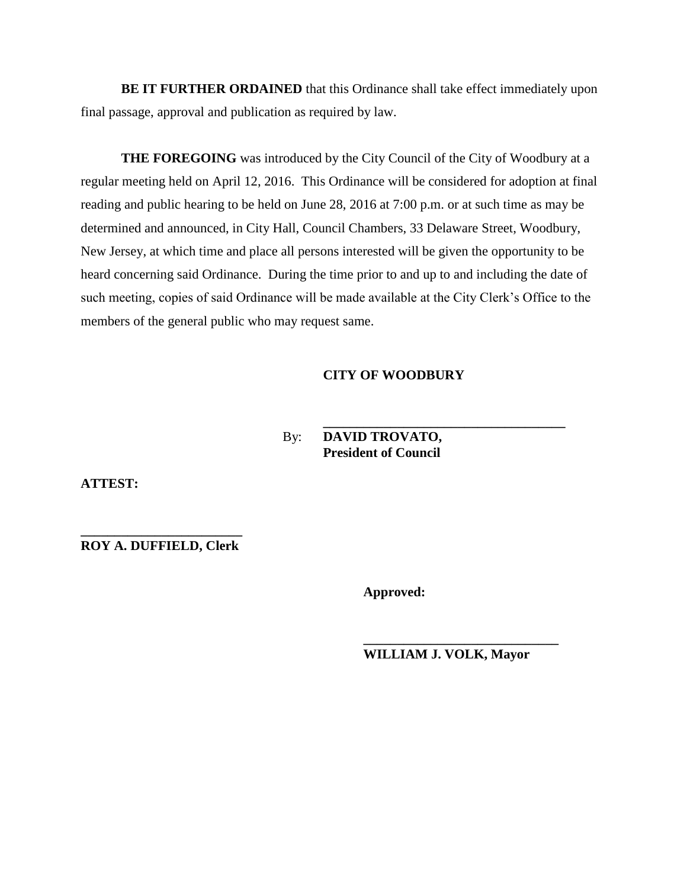**BE IT FURTHER ORDAINED** that this Ordinance shall take effect immediately upon final passage, approval and publication as required by law.

**THE FOREGOING** was introduced by the City Council of the City of Woodbury at a regular meeting held on April 12, 2016. This Ordinance will be considered for adoption at final reading and public hearing to be held on June 28, 2016 at 7:00 p.m. or at such time as may be determined and announced, in City Hall, Council Chambers, 33 Delaware Street, Woodbury, New Jersey, at which time and place all persons interested will be given the opportunity to be heard concerning said Ordinance. During the time prior to and up to and including the date of such meeting, copies of said Ordinance will be made available at the City Clerk's Office to the members of the general public who may request same.

**CITY OF WOODBURY**

By: ______________________________
**DAVID TROVATO,**
**President of Council**

**ATTEST:**

______________________________
**ROY A. DUFFIELD, Clerk**

**Approved:**

______________________________
**WILLIAM J. VOLK, Mayor**